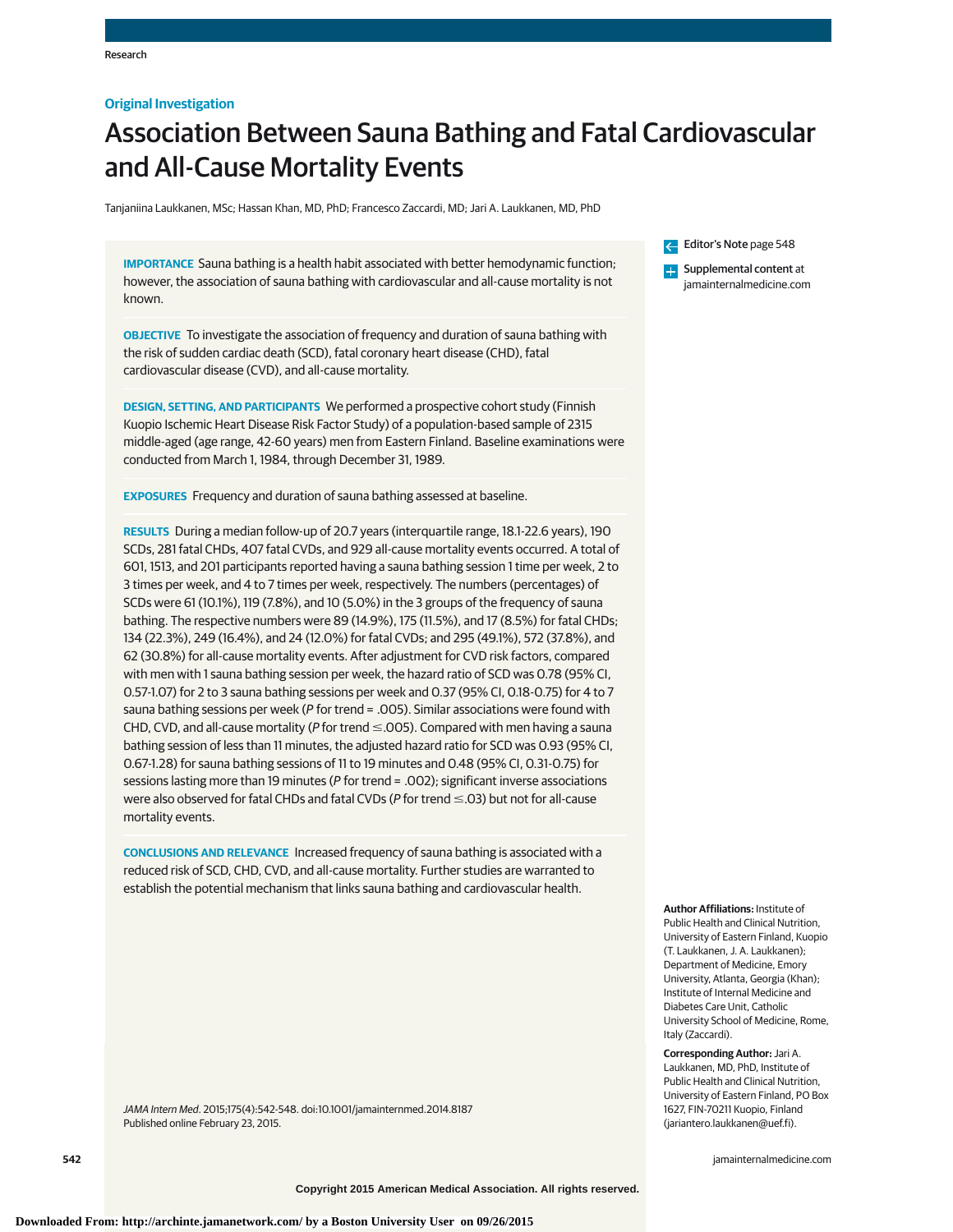Original Investigation

# Association Between Sauna Bathing and Fatal Cardiovascular and All-Cause Mortality Events

Tanjaniina Laukkanen, MSc; Hassan Khan, MD, PhD; Francesco Zaccardi, MD; Jari A. Laukkanen, MD, PhD

**IMPORTANCE** Sauna bathing is a health habit associated with better hemodynamic function; however, the association of sauna bathing with cardiovascular and all-cause mortality is not known.

**OBJECTIVE** To investigate the association of frequency and duration of sauna bathing with the risk of sudden cardiac death (SCD), fatal coronary heart disease (CHD), fatal cardiovascular disease (CVD), and all-cause mortality.

**DESIGN, SETTING, AND PARTICIPANTS** We performed a prospective cohort study (Finnish Kuopio Ischemic Heart Disease Risk Factor Study) of a population-based sample of 2315 middle-aged (age range, 42-60 years) men from Eastern Finland. Baseline examinations were conducted from March 1, 1984, through December 31, 1989.

**EXPOSURES** Frequency and duration of sauna bathing assessed at baseline.

**RESULTS** During a median follow-up of 20.7 years (interquartile range, 18.1-22.6 years), 190 SCDs, 281 fatal CHDs, 407 fatal CVDs, and 929 all-cause mortality events occurred. A total of 601, 1513, and 201 participants reported having a sauna bathing session 1 time per week, 2 to 3 times per week, and 4 to 7 times per week, respectively. The numbers (percentages) of SCDs were 61 (10.1%), 119 (7.8%), and 10 (5.0%) in the 3 groups of the frequency of sauna bathing. The respective numbers were 89 (14.9%), 175 (11.5%), and 17 (8.5%) for fatal CHDs; 134 (22.3%), 249 (16.4%), and 24 (12.0%) for fatal CVDs; and 295 (49.1%), 572 (37.8%), and 62 (30.8%) for all-cause mortality events. After adjustment for CVD risk factors, compared with men with 1 sauna bathing session per week, the hazard ratio of SCD was 0.78 (95% CI, 0.57-1.07) for 2 to 3 sauna bathing sessions per week and 0.37 (95% CI, 0.18-0.75) for 4 to 7 sauna bathing sessions per week (*P* for trend = .005). Similar associations were found with CHD, CVD, and all-cause mortality (*P* for trend ≤.005). Compared with men having a sauna bathing session of less than 11 minutes, the adjusted hazard ratio for SCD was 0.93 (95% CI, 0.67-1.28) for sauna bathing sessions of 11 to 19 minutes and 0.48 (95% CI, 0.31-0.75) for sessions lasting more than 19 minutes (*P* for trend = .002); significant inverse associations were also observed for fatal CHDs and fatal CVDs (*P* for trend ≤.03) but not for all-cause mortality events.

**CONCLUSIONS AND RELEVANCE** Increased frequency of sauna bathing is associated with a reduced risk of SCD, CHD, CVD, and all-cause mortality. Further studies are warranted to establish the potential mechanism that links sauna bathing and cardiovascular health.

*JAMA Intern Med*. 2015;175(4):542-548. doi:10.1001/jamainternmed.2014.8187
Published online February 23, 2015.

Editor's Note page 548

Supplemental content at jamainternalmedicine.com

**Author Affiliations:** Institute of Public Health and Clinical Nutrition, University of Eastern Finland, Kuopio (T. Laukkanen, J. A. Laukkanen); Department of Medicine, Emory University, Atlanta, Georgia (Khan); Institute of Internal Medicine and Diabetes Care Unit, Catholic University School of Medicine, Rome, Italy (Zaccardi).

**Corresponding Author:** Jari A. Laukkanen, MD, PhD, Institute of Public Health and Clinical Nutrition, University of Eastern Finland, PO Box 1627, FIN-70211 Kuopio, Finland (jariantero.laukkanen@uef.fi).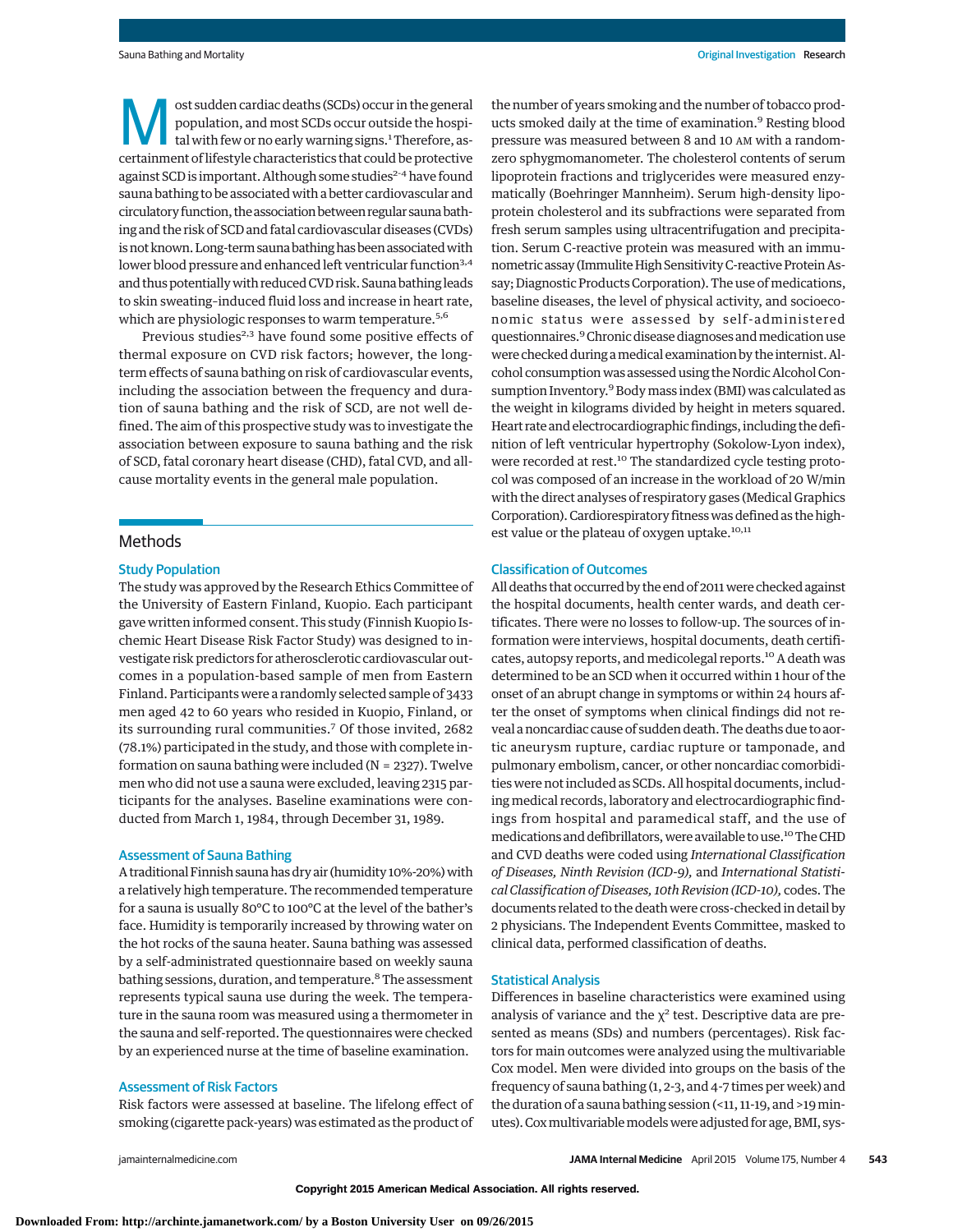Most sudden cardiac deaths (SCDs) occur in the general population, and most SCDs occur outside the hospital with few or no early warning signs.[1] Therefore, ascertainment of lifestyle characteristics that could be protective against SCD is important. Although some studies[2-4] have found sauna bathing to be associated with a better cardiovascular and circulatory function, the association between regular sauna bathing and the risk of SCD and fatal cardiovascular diseases (CVDs) is not known. Long-term sauna bathing has been associated with lower blood pressure and enhanced left ventricular function[3,4] and thus potentially with reduced CVD risk. Sauna bathing leads to skin sweating–induced fluid loss and increase in heart rate, which are physiologic responses to warm temperature.[5,6]

Previous studies[2,3] have found some positive effects of thermal exposure on CVD risk factors; however, the long-term effects of sauna bathing on risk of cardiovascular events, including the association between the frequency and duration of sauna bathing and the risk of SCD, are not well defined. The aim of this prospective study was to investigate the association between exposure to sauna bathing and the risk of SCD, fatal coronary heart disease (CHD), fatal CVD, and all-cause mortality events in the general male population.

## Methods

### Study Population

The study was approved by the Research Ethics Committee of the University of Eastern Finland, Kuopio. Each participant gave written informed consent. This study (Finnish Kuopio Ischemic Heart Disease Risk Factor Study) was designed to investigate risk predictors for atherosclerotic cardiovascular outcomes in a population-based sample of men from Eastern Finland. Participants were a randomly selected sample of 3433 men aged 42 to 60 years who resided in Kuopio, Finland, or its surrounding rural communities.[7] Of those invited, 2682 (78.1%) participated in the study, and those with complete information on sauna bathing were included (N = 2327). Twelve men who did not use a sauna were excluded, leaving 2315 participants for the analyses. Baseline examinations were conducted from March 1, 1984, through December 31, 1989.

### Assessment of Sauna Bathing

A traditional Finnish sauna has dry air (humidity 10%-20%) with a relatively high temperature. The recommended temperature for a sauna is usually 80°C to 100°C at the level of the bather's face. Humidity is temporarily increased by throwing water on the hot rocks of the sauna heater. Sauna bathing was assessed by a self-administrated questionnaire based on weekly sauna bathing sessions, duration, and temperature.[8] The assessment represents typical sauna use during the week. The temperature in the sauna room was measured using a thermometer in the sauna and self-reported. The questionnaires were checked by an experienced nurse at the time of baseline examination.

### Assessment of Risk Factors

Risk factors were assessed at baseline. The lifelong effect of smoking (cigarette pack-years) was estimated as the product of the number of years smoking and the number of tobacco products smoked daily at the time of examination.[9] Resting blood pressure was measured between 8 and 10 AM with a random-zero sphygmomanometer. The cholesterol contents of serum lipoprotein fractions and triglycerides were measured enzymatically (Boehringer Mannheim). Serum high-density lipoprotein cholesterol and its subfractions were separated from fresh serum samples using ultracentrifugation and precipitation. Serum C-reactive protein was measured with an immunometric assay (Immulite High Sensitivity C-reactive Protein Assay; Diagnostic Products Corporation). The use of medications, baseline diseases, the level of physical activity, and socioeconomic status were assessed by self-administered questionnaires.[9] Chronic disease diagnoses and medication use were checked during a medical examination by the internist. Alcohol consumption was assessed using the Nordic Alcohol Consumption Inventory.[9] Body mass index (BMI) was calculated as the weight in kilograms divided by height in meters squared. Heart rate and electrocardiographic findings, including the definition of left ventricular hypertrophy (Sokolow-Lyon index), were recorded at rest.[10] The standardized cycle testing protocol was composed of an increase in the workload of 20 W/min with the direct analyses of respiratory gases (Medical Graphics Corporation). Cardiorespiratory fitness was defined as the highest value or the plateau of oxygen uptake.[10,11]

### Classification of Outcomes

All deaths that occurred by the end of 2011 were checked against the hospital documents, health center wards, and death certificates. There were no losses to follow-up. The sources of information were interviews, hospital documents, death certificates, autopsy reports, and medicolegal reports.[10] A death was determined to be an SCD when it occurred within 1 hour of the onset of an abrupt change in symptoms or within 24 hours after the onset of symptoms when clinical findings did not reveal a noncardiac cause of sudden death. The deaths due to aortic aneurysm rupture, cardiac rupture or tamponade, and pulmonary embolism, cancer, or other noncardiac comorbidities were not included as SCDs. All hospital documents, including medical records, laboratory and electrocardiographic findings from hospital and paramedical staff, and the use of medications and defibrillators, were available to use.[10] The CHD and CVD deaths were coded using *International Classification of Diseases, Ninth Revision (ICD-9),* and *International Statistical Classification of Diseases, 10th Revision (ICD-10),* codes. The documents related to the death were cross-checked in detail by 2 physicians. The Independent Events Committee, masked to clinical data, performed classification of deaths.

### Statistical Analysis

Differences in baseline characteristics were examined using analysis of variance and the $\chi^2$ test. Descriptive data are presented as means (SDs) and numbers (percentages). Risk factors for main outcomes were analyzed using the multivariable Cox model. Men were divided into groups on the basis of the frequency of sauna bathing (1, 2-3, and 4-7 times per week) and the duration of a sauna bathing session (<11, 11-19, and >19 minutes). Cox multivariable models were adjusted for age, BMI, sys-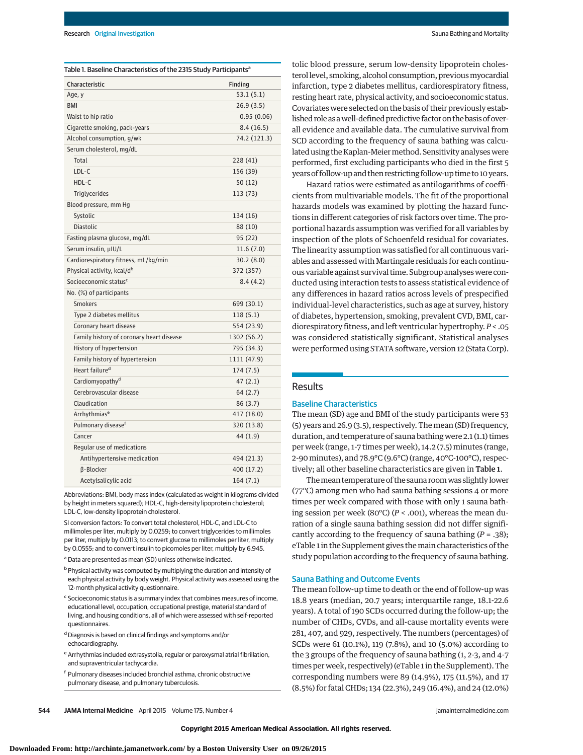Table 1. Baseline Characteristics of the 2315 Study Participants[a]

| Characteristic | Finding |
|---|---|
| Age, y | 53.1 (5.1) |
| BMI | 26.9 (3.5) |
| Waist to hip ratio | 0.95 (0.06) |
| Cigarette smoking, pack-years | 8.4 (16.5) |
| Alcohol consumption, g/wk | 74.2 (121.3) |
| Serum cholesterol, mg/dL | |
| Total | 228 (41) |
| LDL-C | 156 (39) |
| HDL-C | 50 (12) |
| Triglycerides | 113 (73) |
| Blood pressure, mm Hg | |
| Systolic | 134 (16) |
| Diastolic | 88 (10) |
| Fasting plasma glucose, mg/dL | 95 (22) |
| Serum insulin, μIU/L | 11.6 (7.0) |
| Cardiorespiratory fitness, mL/kg/min | 30.2 (8.0) |
| Physical activity, kcal/d[b] | 372 (357) |
| Socioeconomic status[c] | 8.4 (4.2) |
| No. (%) of participants | |
| Smokers | 699 (30.1) |
| Type 2 diabetes mellitus | 118 (5.1) |
| Coronary heart disease | 554 (23.9) |
| Family history of coronary heart disease | 1302 (56.2) |
| History of hypertension | 795 (34.3) |
| Family history of hypertension | 1111 (47.9) |
| Heart failure[d] | 174 (7.5) |
| Cardiomyopathy[d] | 47 (2.1) |
| Cerebrovascular disease | 64 (2.7) |
| Claudication | 86 (3.7) |
| Arrhythmias[e] | 417 (18.0) |
| Pulmonary disease[f] | 320 (13.8) |
| Cancer | 44 (1.9) |
| Regular use of medications | |
| Antihypertensive medication | 494 (21.3) |
| β-Blocker | 400 (17.2) |
| Acetylsalicylic acid | 164 (7.1) |

Abbreviations: BMI, body mass index (calculated as weight in kilograms divided by height in meters squared); HDL-C, high-density lipoprotein cholesterol; LDL-C, low-density lipoprotein cholesterol.

SI conversion factors: To convert total cholesterol, HDL-C, and LDL-C to millimoles per liter, multiply by 0.0259; to convert triglycerides to millimoles per liter, multiply by 0.0113; to convert glucose to millimoles per liter, multiply by 0.0555; and to convert insulin to picomoles per liter, multiply by 6.945.

[a] Data are presented as mean (SD) unless otherwise indicated.

[b] Physical activity was computed by multiplying the duration and intensity of each physical activity by body weight. Physical activity was assessed using the 12-month physical activity questionnaire.

[c] Socioeconomic status is a summary index that combines measures of income, educational level, occupation, occupational prestige, material standard of living, and housing conditions, all of which were assessed with self-reported questionnaires.

[d] Diagnosis is based on clinical findings and symptoms and/or echocardiography.

[e] Arrhythmias included extrasystolia, regular or paroxysmal atrial fibrillation, and supraventricular tachycardia.

[f] Pulmonary diseases included bronchial asthma, chronic obstructive pulmonary disease, and pulmonary tuberculosis.

tolic blood pressure, serum low-density lipoprotein cholesterol level, smoking, alcohol consumption, previous myocardial infarction, type 2 diabetes mellitus, cardiorespiratory fitness, resting heart rate, physical activity, and socioeconomic status. Covariates were selected on the basis of their previously established role as a well-defined predictive factor on the basis of overall evidence and available data. The cumulative survival from SCD according to the frequency of sauna bathing was calculated using the Kaplan-Meier method. Sensitivity analyses were performed, first excluding participants who died in the first 5 years of follow-up and then restricting follow-up time to 10 years.

Hazard ratios were estimated as antilogarithms of coefficients from multivariable models. The fit of the proportional hazards models was examined by plotting the hazard functions in different categories of risk factors over time. The proportional hazards assumption was verified for all variables by inspection of the plots of Schoenfeld residual for covariates. The linearity assumption was satisfied for all continuous variables and assessed with Martingale residuals for each continuous variable against survival time. Subgroup analyses were conducted using interaction tests to assess statistical evidence of any differences in hazard ratios across levels of prespecified individual-level characteristics, such as age at survey, history of diabetes, hypertension, smoking, prevalent CVD, BMI, cardiorespiratory fitness, and left ventricular hypertrophy. $P < .05$ was considered statistically significant. Statistical analyses were performed using STATA software, version 12 (Stata Corp).

## Results

### Baseline Characteristics

The mean (SD) age and BMI of the study participants were 53 (5) years and 26.9 (3.5), respectively. The mean (SD) frequency, duration, and temperature of sauna bathing were 2.1 (1.1) times per week (range, 1-7 times per week), 14.2 (7.5) minutes (range, 2-90 minutes), and 78.9°C (9.6°C) (range, 40°C-100°C), respectively; all other baseline characteristics are given in **Table 1**.

The mean temperature of the sauna room was slightly lower (77°C) among men who had sauna bathing sessions 4 or more times per week compared with those with only 1 sauna bathing session per week (80°C) ($P < .001$), whereas the mean duration of a single sauna bathing session did not differ significantly according to the frequency of sauna bathing ($P = .38$); eTable 1 in the Supplement gives the main characteristics of the study population according to the frequency of sauna bathing.

### Sauna Bathing and Outcome Events

The mean follow-up time to death or the end of follow-up was 18.8 years (median, 20.7 years; interquartile range, 18.1-22.6 years). A total of 190 SCDs occurred during the follow-up; the number of CHDs, CVDs, and all-cause mortality events were 281, 407, and 929, respectively. The numbers (percentages) of SCDs were 61 (10.1%), 119 (7.8%), and 10 (5.0%) according to the 3 groups of the frequency of sauna bathing (1, 2-3, and 4-7 times per week, respectively) (eTable 1 in the Supplement). The corresponding numbers were 89 (14.9%), 175 (11.5%), and 17 (8.5%) for fatal CHDs; 134 (22.3%), 249 (16.4%), and 24 (12.0%)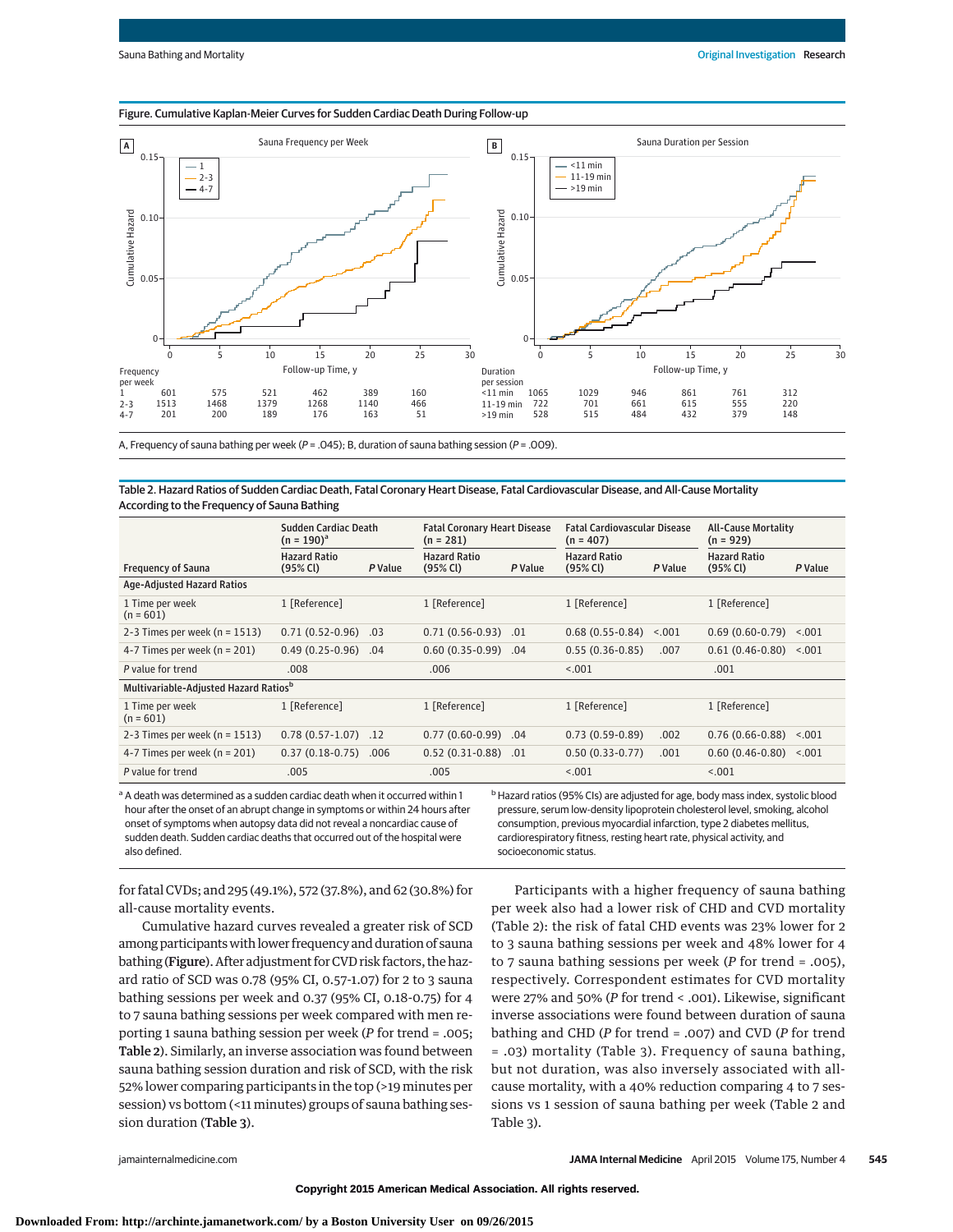**Figure. Cumulative Kaplan-Meier Curves for Sudden Cardiac Death During Follow-up**

**A** Sauna Frequency per Week

| Frequency per week | 0 | 5 | 10 | 15 | 20 | 25 |
|---|---|---|---|---|---|---|
| 1 | 601 | 575 | 521 | 462 | 389 | 160 |
| 2-3 | 1513 | 1468 | 1379 | 1268 | 1140 | 466 |
| 4-7 | 201 | 200 | 189 | 176 | 163 | 51 |

**B** Sauna Duration per Session

| Duration per session | 0 | 5 | 10 | 15 | 20 | 25 |
|---|---|---|---|---|---|---|
| <11 min | 1065 | 1029 | 946 | 861 | 761 | 312 |
| 11-19 min | 722 | 701 | 661 | 615 | 555 | 220 |
| >19 min | 528 | 515 | 484 | 432 | 379 | 148 |

A, Frequency of sauna bathing per week ($P = .045$); B, duration of sauna bathing session ($P = .009$).

**Table 2. Hazard Ratios of Sudden Cardiac Death, Fatal Coronary Heart Disease, Fatal Cardiovascular Disease, and All-Cause Mortality According to the Frequency of Sauna Bathing**

| Frequency of Sauna | Sudden Cardiac Death (n = 190)[a] Hazard Ratio (95% CI) | *P* Value | Fatal Coronary Heart Disease (n = 281) Hazard Ratio (95% CI) | *P* Value | Fatal Cardiovascular Disease (n = 407) Hazard Ratio (95% CI) | *P* Value | All-Cause Mortality (n = 929) Hazard Ratio (95% CI) | *P* Value |
|---|---|---|---|---|---|---|---|---|
| **Age-Adjusted Hazard Ratios** | | | | | | | | |
| 1 Time per week (n = 601) | 1 [Reference] | | 1 [Reference] | | 1 [Reference] | | 1 [Reference] | |
| 2-3 Times per week (n = 1513) | 0.71 (0.52-0.96) | .03 | 0.71 (0.56-0.93) | .01 | 0.68 (0.55-0.84) | <.001 | 0.69 (0.60-0.79) | <.001 |
| 4-7 Times per week (n = 201) | 0.49 (0.25-0.96) | .04 | 0.60 (0.35-0.99) | .04 | 0.55 (0.36-0.85) | .007 | 0.61 (0.46-0.80) | <.001 |
| *P* value for trend | .008 | | .006 | | <.001 | | .001 | |
| **Multivariable-Adjusted Hazard Ratios[b]** | | | | | | | | |
| 1 Time per week (n = 601) | 1 [Reference] | | 1 [Reference] | | 1 [Reference] | | 1 [Reference] | |
| 2-3 Times per week (n = 1513) | 0.78 (0.57-1.07) | .12 | 0.77 (0.60-0.99) | .04 | 0.73 (0.59-0.89) | .002 | 0.76 (0.66-0.88) | <.001 |
| 4-7 Times per week (n = 201) | 0.37 (0.18-0.75) | .006 | 0.52 (0.31-0.88) | .01 | 0.50 (0.33-0.77) | .001 | 0.60 (0.46-0.80) | <.001 |
| *P* value for trend | .005 | | .005 | | <.001 | | <.001 | |

[a] A death was determined as a sudden cardiac death when it occurred within 1 hour after the onset of an abrupt change in symptoms or within 24 hours after onset of symptoms when autopsy data did not reveal a noncardiac cause of sudden death. Sudden cardiac deaths that occurred out of the hospital were also defined.

[b] Hazard ratios (95% CIs) are adjusted for age, body mass index, systolic blood pressure, serum low-density lipoprotein cholesterol level, smoking, alcohol consumption, previous myocardial infarction, type 2 diabetes mellitus, cardiorespiratory fitness, resting heart rate, physical activity, and socioeconomic status.

for fatal CVDs; and 295 (49.1%), 572 (37.8%), and 62 (30.8%) for all-cause mortality events.

Cumulative hazard curves revealed a greater risk of SCD among participants with lower frequency and duration of sauna bathing (**Figure**). After adjustment for CVD risk factors, the hazard ratio of SCD was 0.78 (95% CI, 0.57-1.07) for 2 to 3 sauna bathing sessions per week and 0.37 (95% CI, 0.18-0.75) for 4 to 7 sauna bathing sessions per week compared with men reporting 1 sauna bathing session per week (*P* for trend = .005; **Table 2**). Similarly, an inverse association was found between sauna bathing session duration and risk of SCD, with the risk 52% lower comparing participants in the top (>19 minutes per session) vs bottom (<11 minutes) groups of sauna bathing session duration (**Table 3**).

Participants with a higher frequency of sauna bathing per week also had a lower risk of CHD and CVD mortality (Table 2): the risk of fatal CHD events was 23% lower for 2 to 3 sauna bathing sessions per week and 48% lower for 4 to 7 sauna bathing sessions per week (*P* for trend = .005), respectively. Correspondent estimates for CVD mortality were 27% and 50% (*P* for trend < .001). Likewise, significant inverse associations were found between duration of sauna bathing and CHD (*P* for trend = .007) and CVD (*P* for trend = .03) mortality (Table 3). Frequency of sauna bathing, but not duration, was also inversely associated with all-cause mortality, with a 40% reduction comparing 4 to 7 sessions vs 1 session of sauna bathing per week (Table 2 and Table 3).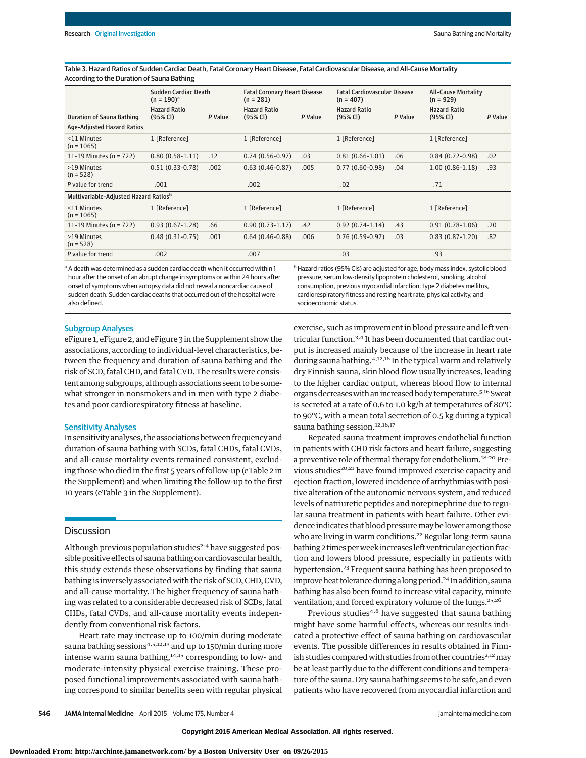Table 3. Hazard Ratios of Sudden Cardiac Death, Fatal Coronary Heart Disease, Fatal Cardiovascular Disease, and All-Cause Mortality According to the Duration of Sauna Bathing

| Duration of Sauna Bathing | Sudden Cardiac Death (n = 190)[a] Hazard Ratio (95% CI) | *P* Value | Fatal Coronary Heart Disease (n = 281) Hazard Ratio (95% CI) | *P* Value | Fatal Cardiovascular Disease (n = 407) Hazard Ratio (95% CI) | *P* Value | All-Cause Mortality (n = 929) Hazard Ratio (95% CI) | *P* Value |
|---|---|---|---|---|---|---|---|---|
| **Age-Adjusted Hazard Ratios** | | | | | | | | |
| <11 Minutes (n = 1065) | 1 [Reference] | | 1 [Reference] | | 1 [Reference] | | 1 [Reference] | |
| 11-19 Minutes (n = 722) | 0.80 (0.58-1.11) | .12 | 0.74 (0.56-0.97) | .03 | 0.81 (0.66-1.01) | .06 | 0.84 (0.72-0.98) | .02 |
| >19 Minutes (n = 528) | 0.51 (0.33-0.78) | .002 | 0.63 (0.46-0.87) | .005 | 0.77 (0.60-0.98) | .04 | 1.00 (0.86-1.18) | .93 |
| *P* value for trend | .001 | | .002 | | .02 | | .71 | |
| **Multivariable-Adjusted Hazard Ratios[b]** | | | | | | | | |
| <11 Minutes (n = 1065) | 1 [Reference] | | 1 [Reference] | | 1 [Reference] | | 1 [Reference] | |
| 11-19 Minutes (n = 722) | 0.93 (0.67-1.28) | .66 | 0.90 (0.73-1.17) | .42 | 0.92 (0.74-1.14) | .43 | 0.91 (0.78-1.06) | .20 |
| >19 Minutes (n = 528) | 0.48 (0.31-0.75) | .001 | 0.64 (0.46-0.88) | .006 | 0.76 (0.59-0.97) | .03 | 0.83 (0.87-1.20) | .82 |
| *P* value for trend | .002 | | .007 | | .03 | | .93 | |

[a] A death was determined as a sudden cardiac death when it occurred within 1 hour after the onset of an abrupt change in symptoms or within 24 hours after onset of symptoms when autopsy data did not reveal a noncardiac cause of sudden death. Sudden cardiac deaths that occurred out of the hospital were also defined.

[b] Hazard ratios (95% CIs) are adjusted for age, body mass index, systolic blood pressure, serum low-density lipoprotein cholesterol, smoking, alcohol consumption, previous myocardial infarction, type 2 diabetes mellitus, cardiorespiratory fitness and resting heart rate, physical activity, and socioeconomic status.

### Subgroup Analyses

eFigure 1, eFigure 2, and eFigure 3 in the Supplement show the associations, according to individual-level characteristics, between the frequency and duration of sauna bathing and the risk of SCD, fatal CHD, and fatal CVD. The results were consistent among subgroups, although associations seem to be somewhat stronger in nonsmokers and in men with type 2 diabetes and poor cardiorespiratory fitness at baseline.

### Sensitivity Analyses

In sensitivity analyses, the associations between frequency and duration of sauna bathing with SCDs, fatal CHDs, fatal CVDs, and all-cause mortality events remained consistent, excluding those who died in the first 5 years of follow-up (eTable 2 in the Supplement) and when limiting the follow-up to the first 10 years (eTable 3 in the Supplement).

## Discussion

Although previous population studies[2-4] have suggested possible positive effects of sauna bathing on cardiovascular health, this study extends these observations by finding that sauna bathing is inversely associated with the risk of SCD, CHD, CVD, and all-cause mortality. The higher frequency of sauna bathing was related to a considerable decreased risk of SCDs, fatal CHDs, fatal CVDs, and all-cause mortality events independently from conventional risk factors.

Heart rate may increase up to 100/min during moderate sauna bathing sessions[4,5,12,13] and up to 150/min during more intense warm sauna bathing,[14,15] corresponding to low- and moderate-intensity physical exercise training. These proposed functional improvements associated with sauna bathing correspond to similar benefits seen with regular physical exercise, such as improvement in blood pressure and left ventricular function.[3,4] It has been documented that cardiac output is increased mainly because of the increase in heart rate during sauna bathing.[4,12,16] In the typical warm and relatively dry Finnish sauna, skin blood flow usually increases, leading to the higher cardiac output, whereas blood flow to internal organs decreases with an increased body temperature.[5,16] Sweat is secreted at a rate of 0.6 to 1.0 kg/h at temperatures of 80°C to 90°C, with a mean total secretion of 0.5 kg during a typical sauna bathing session.[12,16,17]

Repeated sauna treatment improves endothelial function in patients with CHD risk factors and heart failure, suggesting a preventive role of thermal therapy for endothelium.[18-20] Previous studies[20,21] have found improved exercise capacity and ejection fraction, lowered incidence of arrhythmias with positive alteration of the autonomic nervous system, and reduced levels of natriuretic peptides and norepinephrine due to regular sauna treatment in patients with heart failure. Other evidence indicates that blood pressure may be lower among those who are living in warm conditions.[22] Regular long-term sauna bathing 2 times per week increases left ventricular ejection fraction and lowers blood pressure, especially in patients with hypertension.[23] Frequent sauna bathing has been proposed to improve heat tolerance during a long period.[24] In addition, sauna bathing has also been found to increase vital capacity, minute ventilation, and forced expiratory volume of the lungs.[25,26]

Previous studies[4,8] have suggested that sauna bathing might have some harmful effects, whereas our results indicated a protective effect of sauna bathing on cardiovascular events. The possible differences in results obtained in Finnish studies compared with studies from other countries[2,12] may be at least partly due to the different conditions and temperature of the sauna. Dry sauna bathing seems to be safe, and even patients who have recovered from myocardial infarction and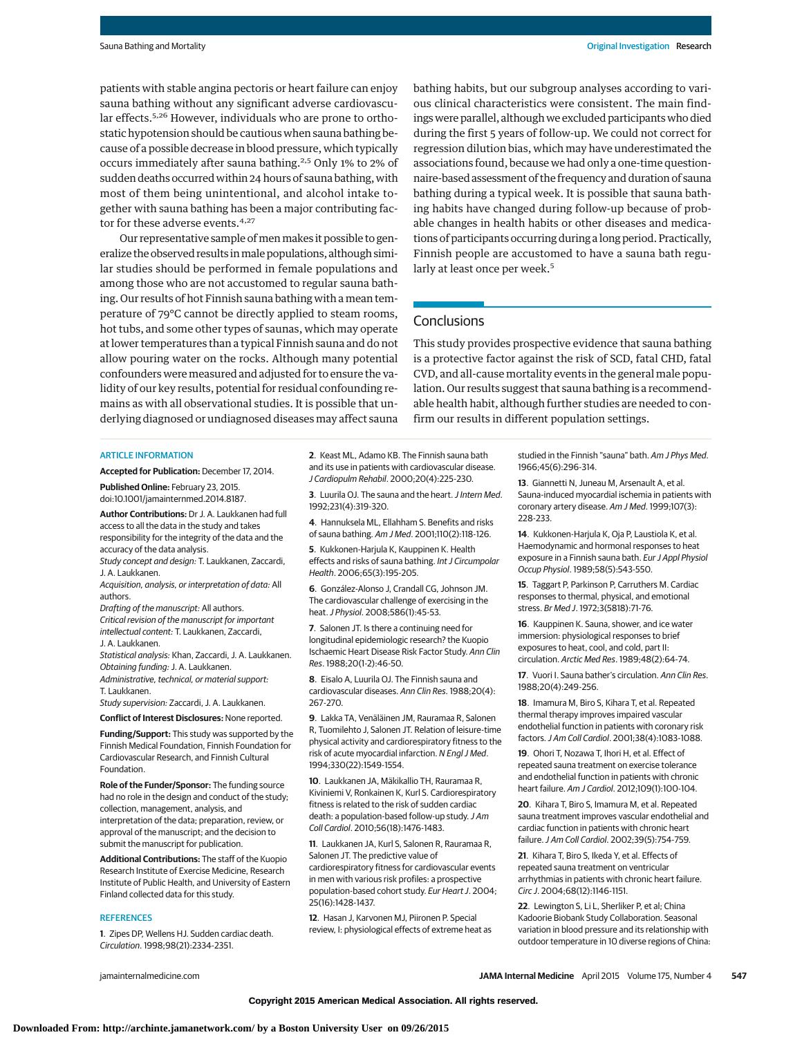patients with stable angina pectoris or heart failure can enjoy sauna bathing without any significant adverse cardiovascular effects.[5,26] However, individuals who are prone to orthostatic hypotension should be cautious when sauna bathing because of a possible decrease in blood pressure, which typically occurs immediately after sauna bathing.[2,5] Only 1% to 2% of sudden deaths occurred within 24 hours of sauna bathing, with most of them being unintentional, and alcohol intake together with sauna bathing has been a major contributing factor for these adverse events.[4,27]

Our representative sample of men makes it possible to generalize the observed results in male populations, although similar studies should be performed in female populations and among those who are not accustomed to regular sauna bathing. Our results of hot Finnish sauna bathing with a mean temperature of 79°C cannot be directly applied to steam rooms, hot tubs, and some other types of saunas, which may operate at lower temperatures than a typical Finnish sauna and do not allow pouring water on the rocks. Although many potential confounders were measured and adjusted for to ensure the validity of our key results, potential for residual confounding remains as with all observational studies. It is possible that underlying diagnosed or undiagnosed diseases may affect sauna bathing habits, but our subgroup analyses according to various clinical characteristics were consistent. The main findings were parallel, although we excluded participants who died during the first 5 years of follow-up. We could not correct for regression dilution bias, which may have underestimated the associations found, because we had only a one-time questionnaire-based assessment of the frequency and duration of sauna bathing during a typical week. It is possible that sauna bathing habits have changed during follow-up because of probable changes in health habits or other diseases and medications of participants occurring during a long period. Practically, Finnish people are accustomed to have a sauna bath regularly at least once per week.[5]

## Conclusions

This study provides prospective evidence that sauna bathing is a protective factor against the risk of SCD, fatal CHD, fatal CVD, and all-cause mortality events in the general male population. Our results suggest that sauna bathing is a recommendable health habit, although further studies are needed to confirm our results in different population settings.

### ARTICLE INFORMATION

**Accepted for Publication:** December 17, 2014.

**Published Online:** February 23, 2015. doi:10.1001/jamainternmed.2014.8187.

**Author Contributions:** Dr J. A. Laukkanen had full access to all the data in the study and takes responsibility for the integrity of the data and the accuracy of the data analysis.
*Study concept and design:* T. Laukkanen, Zaccardi, J. A. Laukkanen.
*Acquisition, analysis, or interpretation of data:* All authors.
*Drafting of the manuscript:* All authors.
*Critical revision of the manuscript for important intellectual content:* T. Laukkanen, Zaccardi, J. A. Laukkanen.
*Statistical analysis:* Khan, Zaccardi, J. A. Laukkanen.
*Obtaining funding:* J. A. Laukkanen.
*Administrative, technical, or material support:* T. Laukkanen.
*Study supervision:* Zaccardi, J. A. Laukkanen.

**Conflict of Interest Disclosures:** None reported.

**Funding/Support:** This study was supported by the Finnish Medical Foundation, Finnish Foundation for Cardiovascular Research, and Finnish Cultural Foundation.

**Role of the Funder/Sponsor:** The funding source had no role in the design and conduct of the study; collection, management, analysis, and interpretation of the data; preparation, review, or approval of the manuscript; and the decision to submit the manuscript for publication.

**Additional Contributions:** The staff of the Kuopio Research Institute of Exercise Medicine, Research Institute of Public Health, and University of Eastern Finland collected data for this study.

### REFERENCES

1. Zipes DP, Wellens HJ. Sudden cardiac death. *Circulation*. 1998;98(21):2334-2351.

2. Keast ML, Adamo KB. The Finnish sauna bath and its use in patients with cardiovascular disease. *J Cardiopulm Rehabil*. 2000;20(4):225-230.

3. Luurila OJ. The sauna and the heart. *J Intern Med*. 1992;231(4):319-320.

4. Hannuksela ML, Ellahham S. Benefits and risks of sauna bathing. *Am J Med*. 2001;110(2):118-126.

5. Kukkonen-Harjula K, Kauppinen K. Health effects and risks of sauna bathing. *Int J Circumpolar Health*. 2006;65(3):195-205.

6. González-Alonso J, Crandall CG, Johnson JM. The cardiovascular challenge of exercising in the heat. *J Physiol*. 2008;586(1):45-53.

7. Salonen JT. Is there a continuing need for longitudinal epidemiologic research? the Kuopio Ischaemic Heart Disease Risk Factor Study. *Ann Clin Res*. 1988;20(1-2):46-50.

8. Eisalo A, Luurila OJ. The Finnish sauna and cardiovascular diseases. *Ann Clin Res*. 1988;20(4):267-270.

9. Lakka TA, Venäläinen JM, Rauramaa R, Salonen R, Tuomilehto J, Salonen JT. Relation of leisure-time physical activity and cardiorespiratory fitness to the risk of acute myocardial infarction. *N Engl J Med*. 1994;330(22):1549-1554.

10. Laukkanen JA, Mäkikallio TH, Rauramaa R, Kiviniemi V, Ronkainen K, Kurl S. Cardiorespiratory fitness is related to the risk of sudden cardiac death: a population-based follow-up study. *J Am Coll Cardiol*. 2010;56(18):1476-1483.

11. Laukkanen JA, Kurl S, Salonen R, Rauramaa R, Salonen JT. The predictive value of cardiorespiratory fitness for cardiovascular events in men with various risk profiles: a prospective population-based cohort study. *Eur Heart J*. 2004;25(16):1428-1437.

12. Hasan J, Karvonen MJ, Piironen P. Special review, I: physiological effects of extreme heat as studied in the Finnish "sauna" bath. *Am J Phys Med*. 1966;45(6):296-314.

13. Giannetti N, Juneau M, Arsenault A, et al. Sauna-induced myocardial ischemia in patients with coronary artery disease. *Am J Med*. 1999;107(3):228-233.

14. Kukkonen-Harjula K, Oja P, Laustiola K, et al. Haemodynamic and hormonal responses to heat exposure in a Finnish sauna bath. *Eur J Appl Physiol Occup Physiol*. 1989;58(5):543-550.

15. Taggart P, Parkinson P, Carruthers M. Cardiac responses to thermal, physical, and emotional stress. *Br Med J*. 1972;3(5818):71-76.

16. Kauppinen K. Sauna, shower, and ice water immersion: physiological responses to brief exposures to heat, cool, and cold, part II: circulation. *Arctic Med Res*. 1989;48(2):64-74.

17. Vuori I. Sauna bather's circulation. *Ann Clin Res*. 1988;20(4):249-256.

18. Imamura M, Biro S, Kihara T, et al. Repeated thermal therapy improves impaired vascular endothelial function in patients with coronary risk factors. *J Am Coll Cardiol*. 2001;38(4):1083-1088.

19. Ohori T, Nozawa T, Ihori H, et al. Effect of repeated sauna treatment on exercise tolerance and endothelial function in patients with chronic heart failure. *Am J Cardiol*. 2012;109(1):100-104.

20. Kihara T, Biro S, Imamura M, et al. Repeated sauna treatment improves vascular endothelial and cardiac function in patients with chronic heart failure. *J Am Coll Cardiol*. 2002;39(5):754-759.

21. Kihara T, Biro S, Ikeda Y, et al. Effects of repeated sauna treatment on ventricular arrhythmias in patients with chronic heart failure. *Circ J*. 2004;68(12):1146-1151.

22. Lewington S, Li L, Sherliker P, et al; China Kadoorie Biobank Study Collaboration. Seasonal variation in blood pressure and its relationship with outdoor temperature in 10 diverse regions of China: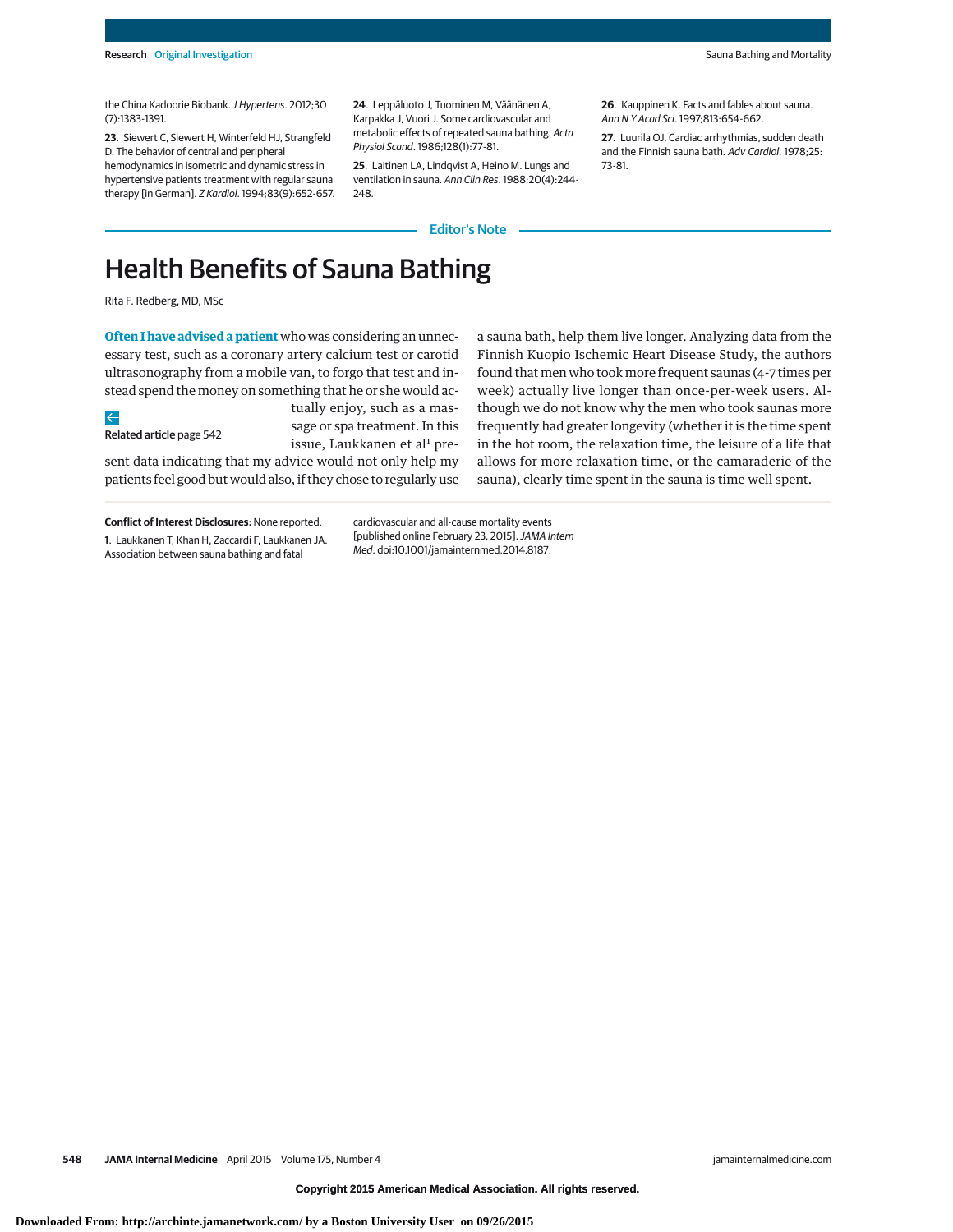the China Kadoorie Biobank. *J Hypertens*. 2012;30 (7):1383-1391.

23. Siewert C, Siewert H, Winterfeld HJ, Strangfeld D. The behavior of central and peripheral hemodynamics in isometric and dynamic stress in hypertensive patients treatment with regular sauna therapy [in German]. *Z Kardiol*. 1994;83(9):652-657.

24. Leppäluoto J, Tuominen M, Väänänen A, Karpakka J, Vuori J. Some cardiovascular and metabolic effects of repeated sauna bathing. *Acta Physiol Scand*. 1986;128(1):77-81.

25. Laitinen LA, Lindqvist A, Heino M. Lungs and ventilation in sauna. *Ann Clin Res*. 1988;20(4):244-248.

26. Kauppinen K. Facts and fables about sauna. *Ann N Y Acad Sci*. 1997;813:654-662.

27. Luurila OJ. Cardiac arrhythmias, sudden death and the Finnish sauna bath. *Adv Cardiol*. 1978;25:73-81.

Editor's Note

# Health Benefits of Sauna Bathing

Rita F. Redberg, MD, MSc

Related article page 542

**Often I have advised a patient** who was considering an unnecessary test, such as a coronary artery calcium test or carotid ultrasonography from a mobile van, to forgo that test and instead spend the money on something that he or she would actually enjoy, such as a massage or spa treatment. In this issue, Laukkanen et al[1] present data indicating that my advice would not only help my patients feel good but would also, if they chose to regularly use a sauna bath, help them live longer. Analyzing data from the Finnish Kuopio Ischemic Heart Disease Study, the authors found that men who took more frequent saunas (4-7 times per week) actually live longer than once-per-week users. Although we do not know why the men who took saunas more frequently had greater longevity (whether it is the time spent in the hot room, the relaxation time, the leisure of a life that allows for more relaxation time, or the camaraderie of the sauna), clearly time spent in the sauna is time well spent.

**Conflict of Interest Disclosures:** None reported.

1. Laukkanen T, Khan H, Zaccardi F, Laukkanen JA. Association between sauna bathing and fatal cardiovascular and all-cause mortality events [published online February 23, 2015]. *JAMA Intern Med*. doi:10.1001/jamainternmed.2014.8187.